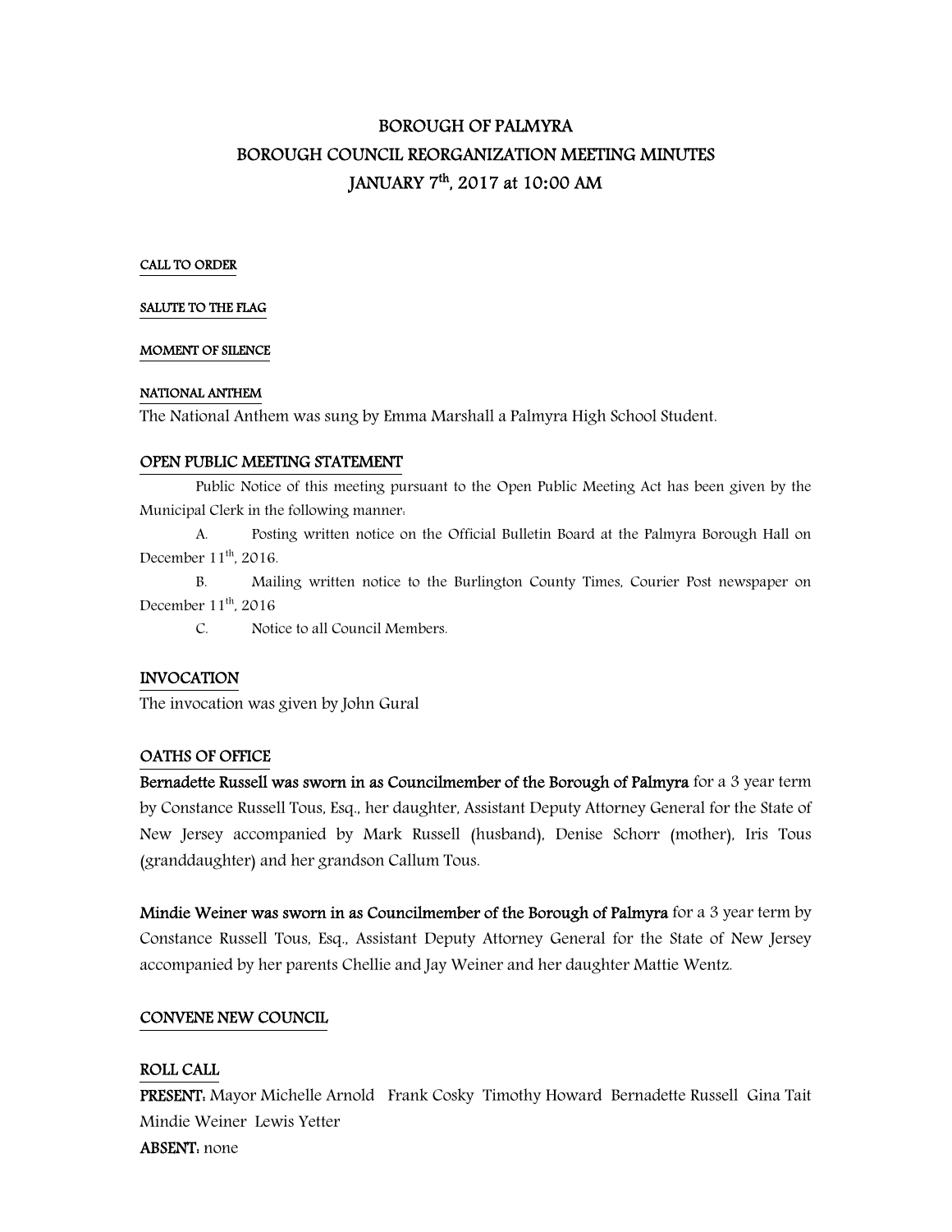# BOROUGH OF PALMYRA
# BOROUGH COUNCIL REORGANIZATION MEETING MINUTES
# JANUARY 7th, 2017 at 10:00 AM

**CALL TO ORDER**

**SALUTE TO THE FLAG**

**MOMENT OF SILENCE**

**NATIONAL ANTHEM**

The National Anthem was sung by Emma Marshall a Palmyra High School Student.

**OPEN PUBLIC MEETING STATEMENT**

Public Notice of this meeting pursuant to the Open Public Meeting Act has been given by the Municipal Clerk in the following manner:

A. Posting written notice on the Official Bulletin Board at the Palmyra Borough Hall on December 11th, 2016.

B. Mailing written notice to the Burlington County Times, Courier Post newspaper on December 11th, 2016

C. Notice to all Council Members.

**INVOCATION**

The invocation was given by John Gural

**OATHS OF OFFICE**

**Bernadette Russell was sworn in as Councilmember of the Borough of Palmyra** for a 3 year term by Constance Russell Tous, Esq., her daughter, Assistant Deputy Attorney General for the State of New Jersey accompanied by Mark Russell (husband), Denise Schorr (mother), Iris Tous (granddaughter) and her grandson Callum Tous.

**Mindie Weiner was sworn in as Councilmember of the Borough of Palmyra** for a 3 year term by Constance Russell Tous, Esq., Assistant Deputy Attorney General for the State of New Jersey accompanied by her parents Chellie and Jay Weiner and her daughter Mattie Wentz.

**CONVENE NEW COUNCIL**

**ROLL CALL**

**PRESENT:** Mayor Michelle Arnold Frank Cosky Timothy Howard Bernadette Russell Gina Tait Mindie Weiner Lewis Yetter

**ABSENT:** none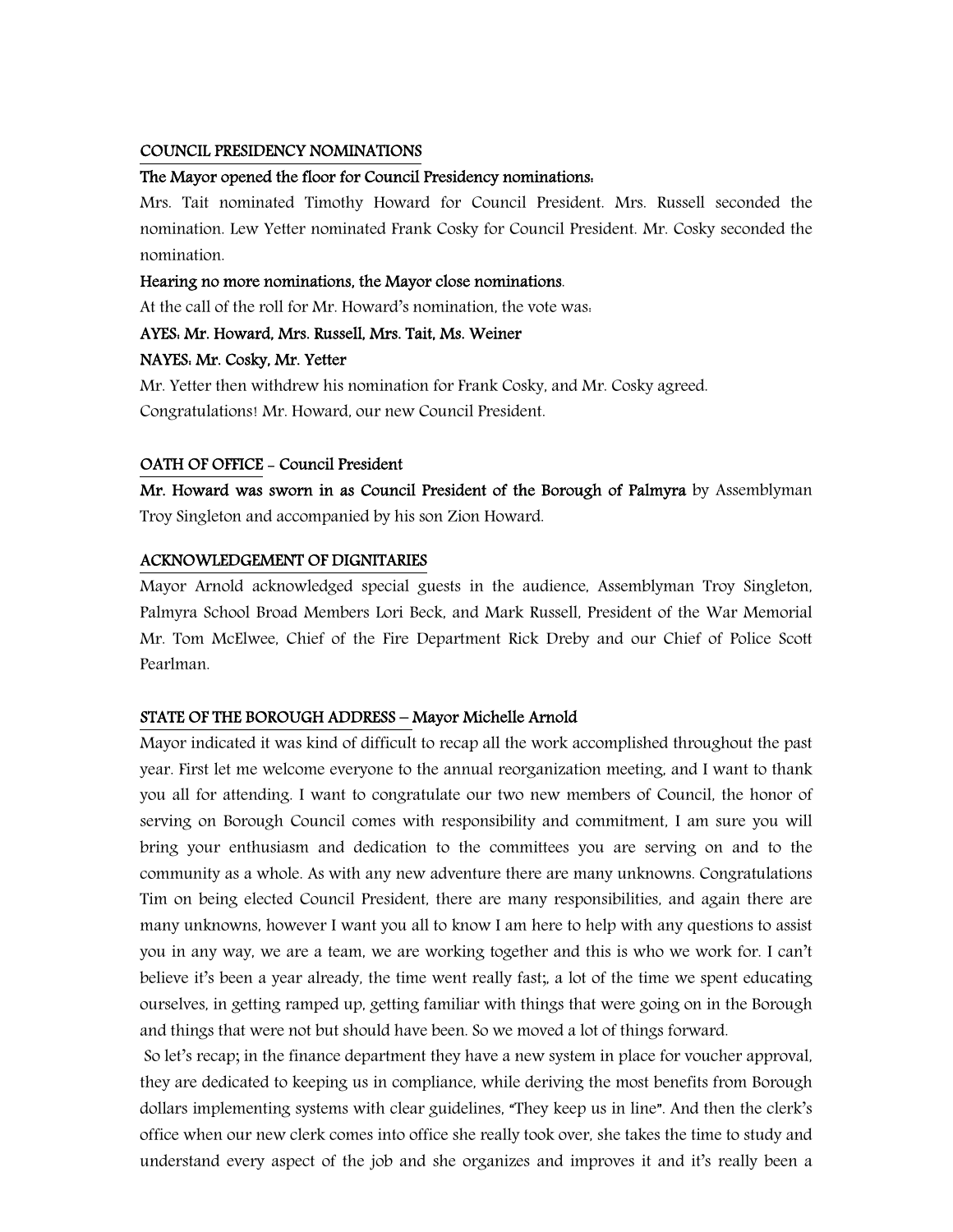## COUNCIL PRESIDENCY NOMINATIONS

**The Mayor opened the floor for Council Presidency nominations:**

Mrs. Tait nominated Timothy Howard for Council President. Mrs. Russell seconded the nomination. Lew Yetter nominated Frank Cosky for Council President. Mr. Cosky seconded the nomination.

**Hearing no more nominations, the Mayor close nominations**.

At the call of the roll for Mr. Howard's nomination, the vote was:

**AYES: Mr. Howard, Mrs. Russell, Mrs. Tait, Ms. Weiner**

**NAYES: Mr. Cosky, Mr. Yetter**

Mr. Yetter then withdrew his nomination for Frank Cosky, and Mr. Cosky agreed.

Congratulations! Mr. Howard, our new Council President.

## OATH OF OFFICE - Council President

**Mr. Howard was sworn in as Council President of the Borough of Palmyra** by Assemblyman Troy Singleton and accompanied by his son Zion Howard.

## ACKNOWLEDGEMENT OF DIGNITARIES

Mayor Arnold acknowledged special guests in the audience, Assemblyman Troy Singleton, Palmyra School Broad Members Lori Beck, and Mark Russell, President of the War Memorial Mr. Tom McElwee, Chief of the Fire Department Rick Dreby and our Chief of Police Scott Pearlman.

## STATE OF THE BOROUGH ADDRESS – Mayor Michelle Arnold

Mayor indicated it was kind of difficult to recap all the work accomplished throughout the past year. First let me welcome everyone to the annual reorganization meeting, and I want to thank you all for attending. I want to congratulate our two new members of Council, the honor of serving on Borough Council comes with responsibility and commitment, I am sure you will bring your enthusiasm and dedication to the committees you are serving on and to the community as a whole. As with any new adventure there are many unknowns. Congratulations Tim on being elected Council President, there are many responsibilities, and again there are many unknowns, however I want you all to know I am here to help with any questions to assist you in any way, we are a team, we are working together and this is who we work for. I can't believe it's been a year already, the time went really fast;, a lot of the time we spent educating ourselves, in getting ramped up, getting familiar with things that were going on in the Borough and things that were not but should have been. So we moved a lot of things forward.

So let's recap; in the finance department they have a new system in place for voucher approval, they are dedicated to keeping us in compliance, while deriving the most benefits from Borough dollars implementing systems with clear guidelines, "They keep us in line". And then the clerk's office when our new clerk comes into office she really took over, she takes the time to study and understand every aspect of the job and she organizes and improves it and it's really been a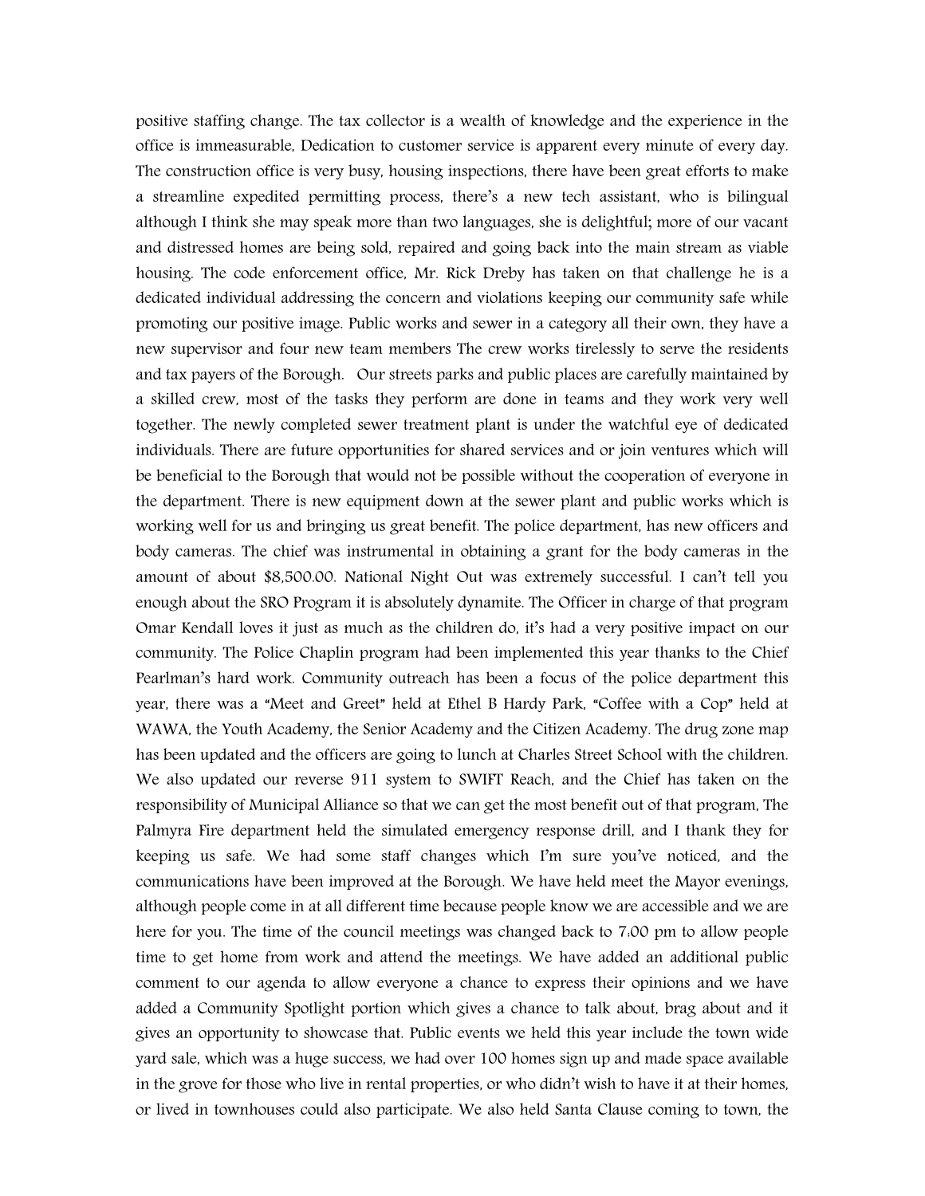positive staffing change. The tax collector is a wealth of knowledge and the experience in the office is immeasurable, Dedication to customer service is apparent every minute of every day. The construction office is very busy, housing inspections, there have been great efforts to make a streamline expedited permitting process, there's a new tech assistant, who is bilingual although I think she may speak more than two languages, she is delightful; more of our vacant and distressed homes are being sold, repaired and going back into the main stream as viable housing. The code enforcement office, Mr. Rick Dreby has taken on that challenge he is a dedicated individual addressing the concern and violations keeping our community safe while promoting our positive image. Public works and sewer in a category all their own, they have a new supervisor and four new team members The crew works tirelessly to serve the residents and tax payers of the Borough. Our streets parks and public places are carefully maintained by a skilled crew, most of the tasks they perform are done in teams and they work very well together. The newly completed sewer treatment plant is under the watchful eye of dedicated individuals. There are future opportunities for shared services and or join ventures which will be beneficial to the Borough that would not be possible without the cooperation of everyone in the department. There is new equipment down at the sewer plant and public works which is working well for us and bringing us great benefit. The police department, has new officers and body cameras. The chief was instrumental in obtaining a grant for the body cameras in the amount of about $8,500.00. National Night Out was extremely successful. I can't tell you enough about the SRO Program it is absolutely dynamite. The Officer in charge of that program Omar Kendall loves it just as much as the children do, it's had a very positive impact on our community. The Police Chaplin program had been implemented this year thanks to the Chief Pearlman's hard work. Community outreach has been a focus of the police department this year, there was a "Meet and Greet" held at Ethel B Hardy Park, "Coffee with a Cop" held at WAWA, the Youth Academy, the Senior Academy and the Citizen Academy. The drug zone map has been updated and the officers are going to lunch at Charles Street School with the children. We also updated our reverse 911 system to SWIFT Reach, and the Chief has taken on the responsibility of Municipal Alliance so that we can get the most benefit out of that program, The Palmyra Fire department held the simulated emergency response drill, and I thank they for keeping us safe. We had some staff changes which I'm sure you've noticed, and the communications have been improved at the Borough. We have held meet the Mayor evenings, although people come in at all different time because people know we are accessible and we are here for you. The time of the council meetings was changed back to 7:00 pm to allow people time to get home from work and attend the meetings. We have added an additional public comment to our agenda to allow everyone a chance to express their opinions and we have added a Community Spotlight portion which gives a chance to talk about, brag about and it gives an opportunity to showcase that. Public events we held this year include the town wide yard sale, which was a huge success, we had over 100 homes sign up and made space available in the grove for those who live in rental properties, or who didn't wish to have it at their homes, or lived in townhouses could also participate. We also held Santa Clause coming to town, the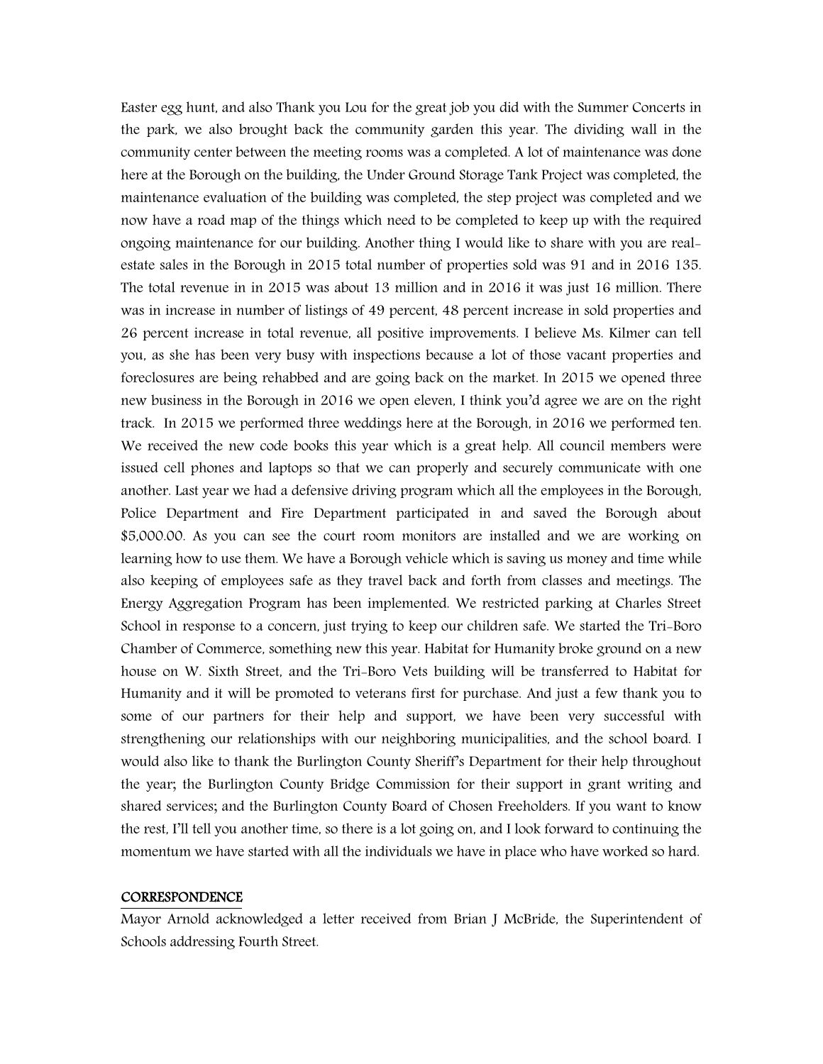Easter egg hunt, and also Thank you Lou for the great job you did with the Summer Concerts in the park, we also brought back the community garden this year. The dividing wall in the community center between the meeting rooms was a completed. A lot of maintenance was done here at the Borough on the building, the Under Ground Storage Tank Project was completed, the maintenance evaluation of the building was completed, the step project was completed and we now have a road map of the things which need to be completed to keep up with the required ongoing maintenance for our building. Another thing I would like to share with you are real-estate sales in the Borough in 2015 total number of properties sold was 91 and in 2016 135. The total revenue in in 2015 was about 13 million and in 2016 it was just 16 million. There was in increase in number of listings of 49 percent, 48 percent increase in sold properties and 26 percent increase in total revenue, all positive improvements. I believe Ms. Kilmer can tell you, as she has been very busy with inspections because a lot of those vacant properties and foreclosures are being rehabbed and are going back on the market. In 2015 we opened three new business in the Borough in 2016 we open eleven, I think you'd agree we are on the right track. In 2015 we performed three weddings here at the Borough, in 2016 we performed ten. We received the new code books this year which is a great help. All council members were issued cell phones and laptops so that we can properly and securely communicate with one another. Last year we had a defensive driving program which all the employees in the Borough, Police Department and Fire Department participated in and saved the Borough about $5,000.00. As you can see the court room monitors are installed and we are working on learning how to use them. We have a Borough vehicle which is saving us money and time while also keeping of employees safe as they travel back and forth from classes and meetings. The Energy Aggregation Program has been implemented. We restricted parking at Charles Street School in response to a concern, just trying to keep our children safe. We started the Tri-Boro Chamber of Commerce, something new this year. Habitat for Humanity broke ground on a new house on W. Sixth Street, and the Tri-Boro Vets building will be transferred to Habitat for Humanity and it will be promoted to veterans first for purchase. And just a few thank you to some of our partners for their help and support, we have been very successful with strengthening our relationships with our neighboring municipalities, and the school board. I would also like to thank the Burlington County Sheriff's Department for their help throughout the year; the Burlington County Bridge Commission for their support in grant writing and shared services; and the Burlington County Board of Chosen Freeholders. If you want to know the rest, I'll tell you another time, so there is a lot going on, and I look forward to continuing the momentum we have started with all the individuals we have in place who have worked so hard.

## CORRESPONDENCE

Mayor Arnold acknowledged a letter received from Brian J McBride, the Superintendent of Schools addressing Fourth Street.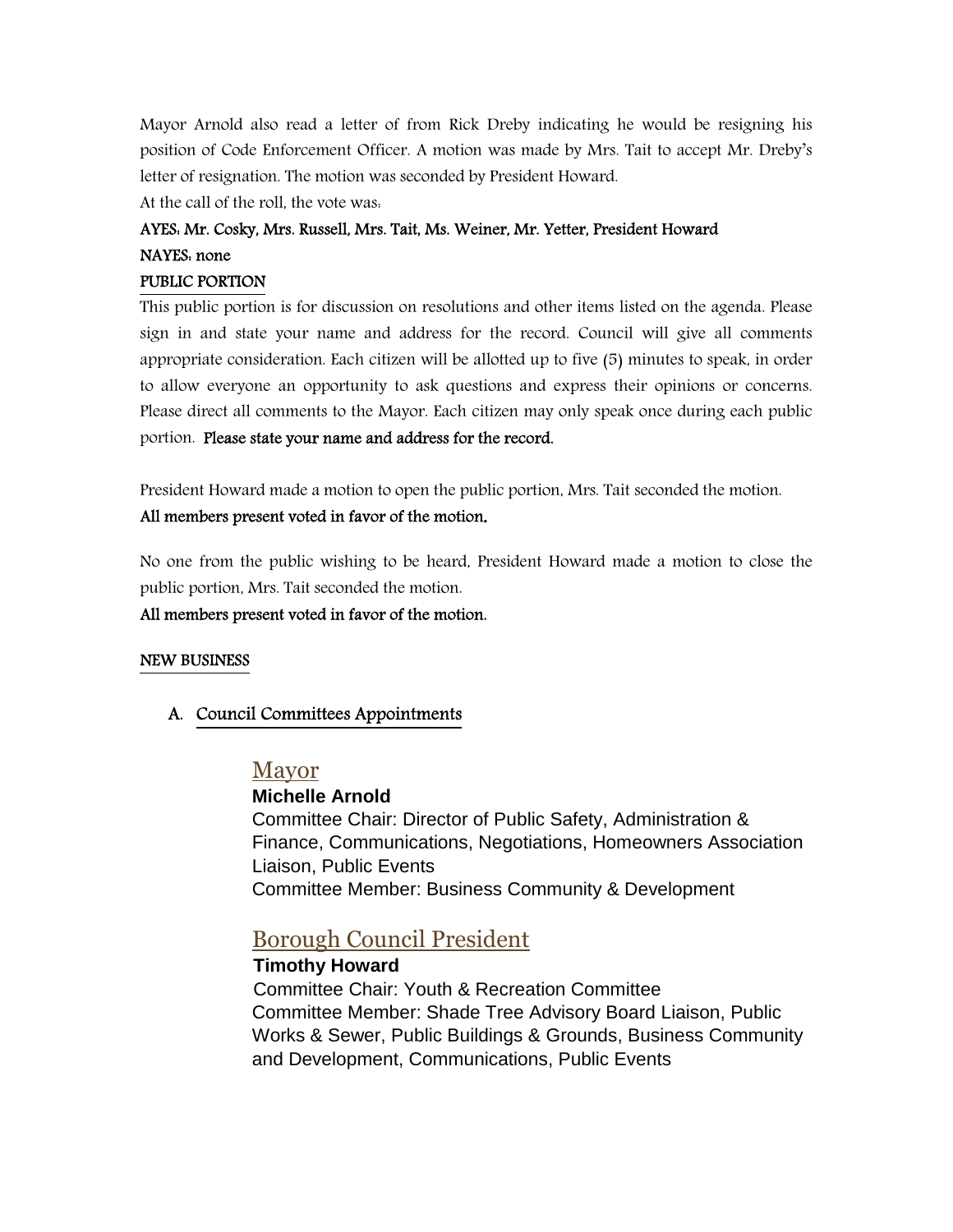Mayor Arnold also read a letter of from Rick Dreby indicating he would be resigning his position of Code Enforcement Officer. A motion was made by Mrs. Tait to accept Mr. Dreby's letter of resignation. The motion was seconded by President Howard.

At the call of the roll, the vote was:

**AYES: Mr. Cosky, Mrs. Russell, Mrs. Tait, Ms. Weiner, Mr. Yetter, President Howard**

**NAYES: none**

**PUBLIC PORTION**

This public portion is for discussion on resolutions and other items listed on the agenda. Please sign in and state your name and address for the record. Council will give all comments appropriate consideration. Each citizen will be allotted up to five (5) minutes to speak, in order to allow everyone an opportunity to ask questions and express their opinions or concerns. Please direct all comments to the Mayor. Each citizen may only speak once during each public portion. **Please state your name and address for the record.**

President Howard made a motion to open the public portion, Mrs. Tait seconded the motion.

**All members present voted in favor of the motion.**

No one from the public wishing to be heard, President Howard made a motion to close the public portion, Mrs. Tait seconded the motion.

**All members present voted in favor of the motion.**

**NEW BUSINESS**

A. Council Committees Appointments

## Mayor

**Michelle Arnold**
Committee Chair: Director of Public Safety, Administration & Finance, Communications, Negotiations, Homeowners Association Liaison, Public Events
Committee Member: Business Community & Development

## Borough Council President

**Timothy Howard**
Committee Chair: Youth & Recreation Committee
Committee Member: Shade Tree Advisory Board Liaison, Public Works & Sewer, Public Buildings & Grounds, Business Community and Development, Communications, Public Events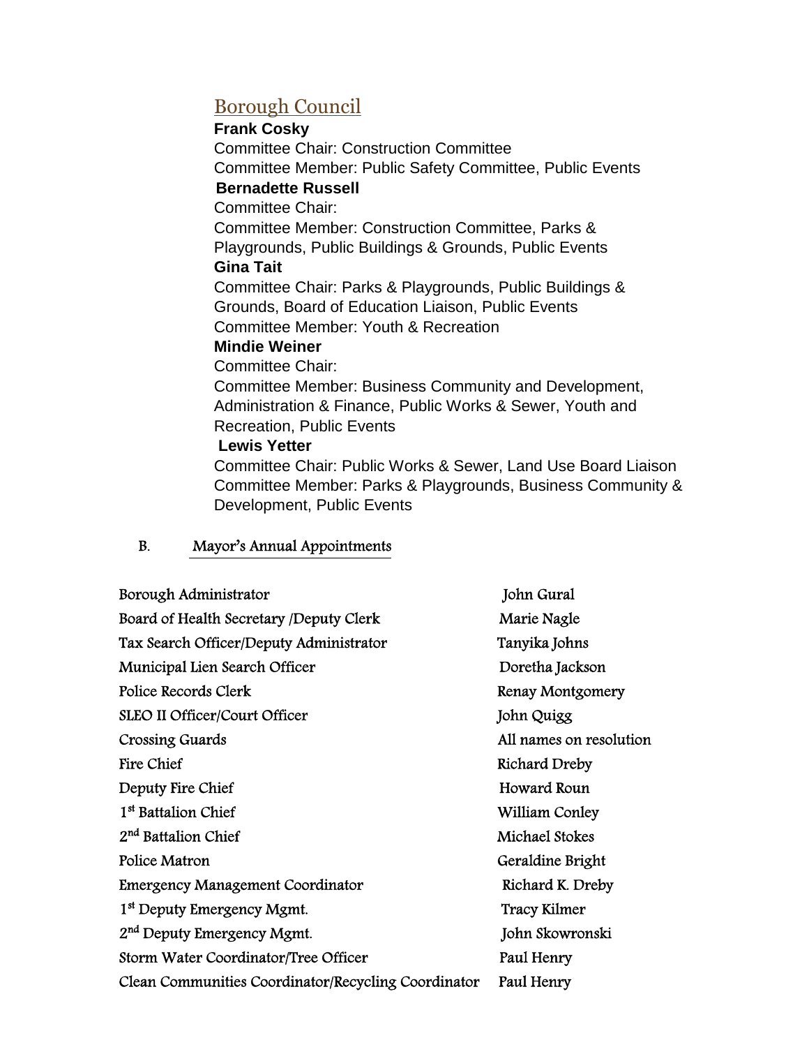## Borough Council

**Frank Cosky**
Committee Chair: Construction Committee
Committee Member: Public Safety Committee, Public Events

**Bernadette Russell**
Committee Chair:
Committee Member: Construction Committee, Parks & Playgrounds, Public Buildings & Grounds, Public Events

**Gina Tait**
Committee Chair: Parks & Playgrounds, Public Buildings & Grounds, Board of Education Liaison, Public Events
Committee Member: Youth & Recreation

**Mindie Weiner**
Committee Chair:
Committee Member: Business Community and Development, Administration & Finance, Public Works & Sewer, Youth and Recreation, Public Events

**Lewis Yetter**
Committee Chair: Public Works & Sewer, Land Use Board Liaison
Committee Member: Parks & Playgrounds, Business Community & Development, Public Events

B. Mayor's Annual Appointments

| | |
|---|---|
| Borough Administrator | John Gural |
| Board of Health Secretary /Deputy Clerk | Marie Nagle |
| Tax Search Officer/Deputy Administrator | Tanyika Johns |
| Municipal Lien Search Officer | Doretha Jackson |
| Police Records Clerk | Renay Montgomery |
| SLEO II Officer/Court Officer | John Quigg |
| Crossing Guards | All names on resolution |
| Fire Chief | Richard Dreby |
| Deputy Fire Chief | Howard Roun |
| 1st Battalion Chief | William Conley |
| 2nd Battalion Chief | Michael Stokes |
| Police Matron | Geraldine Bright |
| Emergency Management Coordinator | Richard K. Dreby |
| 1st Deputy Emergency Mgmt. | Tracy Kilmer |
| 2nd Deputy Emergency Mgmt. | John Skowronski |
| Storm Water Coordinator/Tree Officer | Paul Henry |
| Clean Communities Coordinator/Recycling Coordinator | Paul Henry |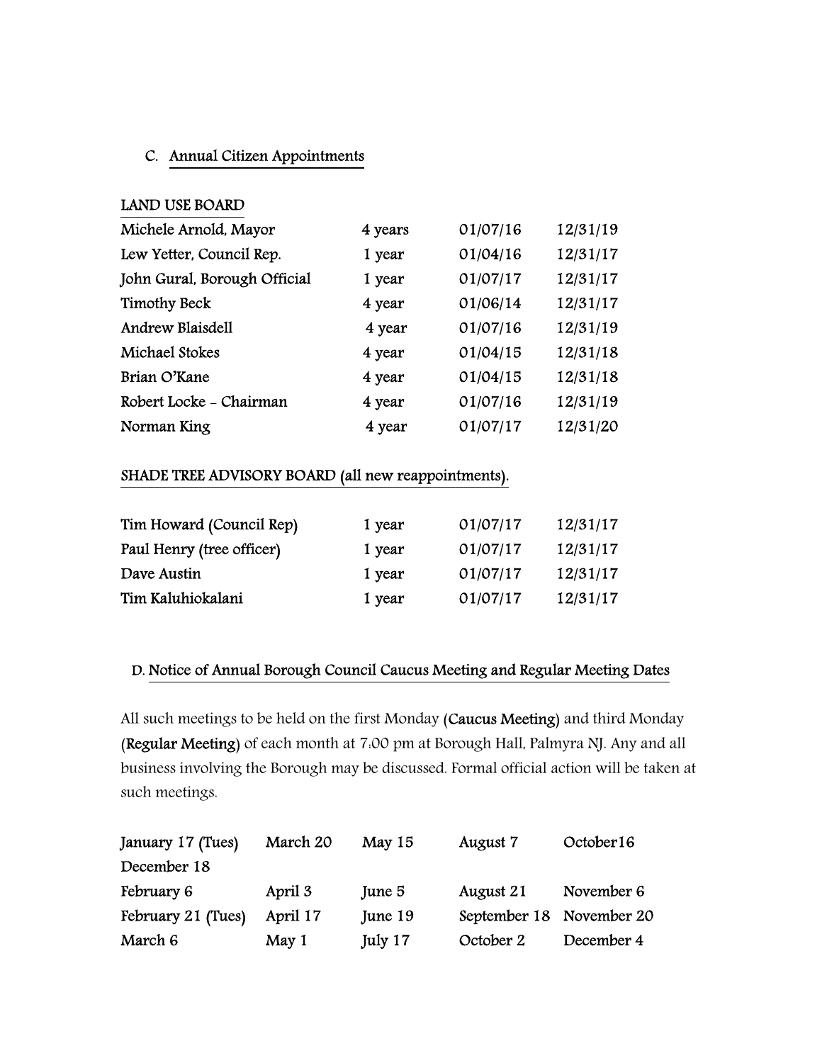## C. Annual Citizen Appointments

### LAND USE BOARD

| | | | |
|---|---|---|---|
| Michele Arnold, Mayor | 4 years | 01/07/16 | 12/31/19 |
| Lew Yetter, Council Rep. | 1 year | 01/04/16 | 12/31/17 |
| John Gural, Borough Official | 1 year | 01/07/17 | 12/31/17 |
| Timothy Beck | 4 year | 01/06/14 | 12/31/17 |
| Andrew Blaisdell | 4 year | 01/07/16 | 12/31/19 |
| Michael Stokes | 4 year | 01/04/15 | 12/31/18 |
| Brian O'Kane | 4 year | 01/04/15 | 12/31/18 |
| Robert Locke - Chairman | 4 year | 01/07/16 | 12/31/19 |
| Norman King | 4 year | 01/07/17 | 12/31/20 |

### SHADE TREE ADVISORY BOARD (all new reappointments).

| | | | |
|---|---|---|---|
| Tim Howard (Council Rep) | 1 year | 01/07/17 | 12/31/17 |
| Paul Henry (tree officer) | 1 year | 01/07/17 | 12/31/17 |
| Dave Austin | 1 year | 01/07/17 | 12/31/17 |
| Tim Kaluhiokalani | 1 year | 01/07/17 | 12/31/17 |

## D. Notice of Annual Borough Council Caucus Meeting and Regular Meeting Dates

All such meetings to be held on the first Monday **(Caucus Meeting)** and third Monday **(Regular Meeting)** of each month at 7:00 pm at Borough Hall, Palmyra NJ. Any and all business involving the Borough may be discussed. Formal official action will be taken at such meetings.

| | | | | |
|---|---|---|---|---|
| January 17 (Tues) | March 20 | May 15 | August 7 | October16 |
| December 18 | | | | |
| February 6 | April 3 | June 5 | August 21 | November 6 |
| February 21 (Tues) | April 17 | June 19 | September 18 | November 20 |
| March 6 | May 1 | July 17 | October 2 | December 4 |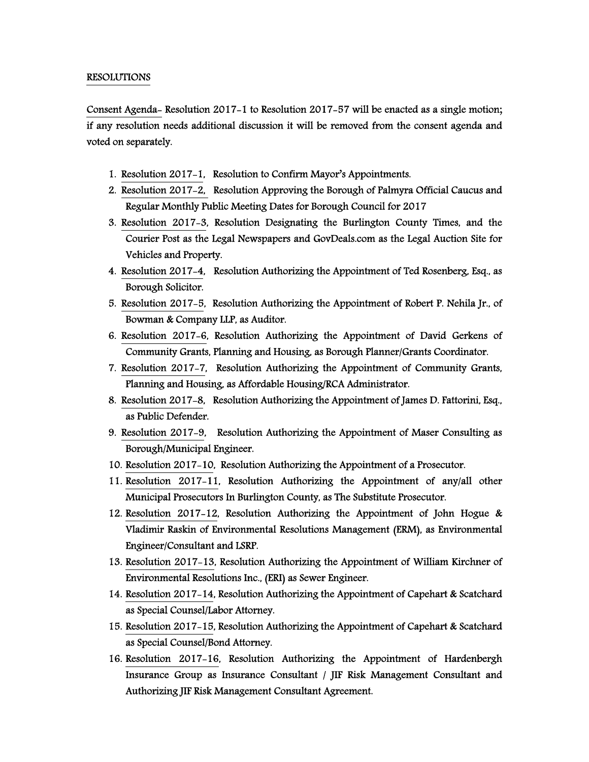RESOLUTIONS

Consent Agenda- Resolution 2017-1 to Resolution 2017-57 will be enacted as a single motion; if any resolution needs additional discussion it will be removed from the consent agenda and voted on separately.

1. Resolution 2017-1, Resolution to Confirm Mayor's Appointments.
2. Resolution 2017-2, Resolution Approving the Borough of Palmyra Official Caucus and Regular Monthly Public Meeting Dates for Borough Council for 2017
3. Resolution 2017-3, Resolution Designating the Burlington County Times, and the Courier Post as the Legal Newspapers and GovDeals.com as the Legal Auction Site for Vehicles and Property.
4. Resolution 2017-4, Resolution Authorizing the Appointment of Ted Rosenberg, Esq., as Borough Solicitor.
5. Resolution 2017-5, Resolution Authorizing the Appointment of Robert P. Nehila Jr., of Bowman & Company LLP, as Auditor.
6. Resolution 2017-6, Resolution Authorizing the Appointment of David Gerkens of Community Grants, Planning and Housing, as Borough Planner/Grants Coordinator.
7. Resolution 2017-7, Resolution Authorizing the Appointment of Community Grants, Planning and Housing, as Affordable Housing/RCA Administrator.
8. Resolution 2017-8, Resolution Authorizing the Appointment of James D. Fattorini, Esq., as Public Defender.
9. Resolution 2017-9, Resolution Authorizing the Appointment of Maser Consulting as Borough/Municipal Engineer.
10. Resolution 2017-10, Resolution Authorizing the Appointment of a Prosecutor.
11. Resolution 2017-11, Resolution Authorizing the Appointment of any/all other Municipal Prosecutors In Burlington County, as The Substitute Prosecutor.
12. Resolution 2017-12, Resolution Authorizing the Appointment of John Hogue & Vladimir Raskin of Environmental Resolutions Management (ERM), as Environmental Engineer/Consultant and LSRP.
13. Resolution 2017-13, Resolution Authorizing the Appointment of William Kirchner of Environmental Resolutions Inc., (ERI) as Sewer Engineer.
14. Resolution 2017-14, Resolution Authorizing the Appointment of Capehart & Scatchard as Special Counsel/Labor Attorney.
15. Resolution 2017-15, Resolution Authorizing the Appointment of Capehart & Scatchard as Special Counsel/Bond Attorney.
16. Resolution 2017-16, Resolution Authorizing the Appointment of Hardenbergh Insurance Group as Insurance Consultant / JIF Risk Management Consultant and Authorizing JIF Risk Management Consultant Agreement.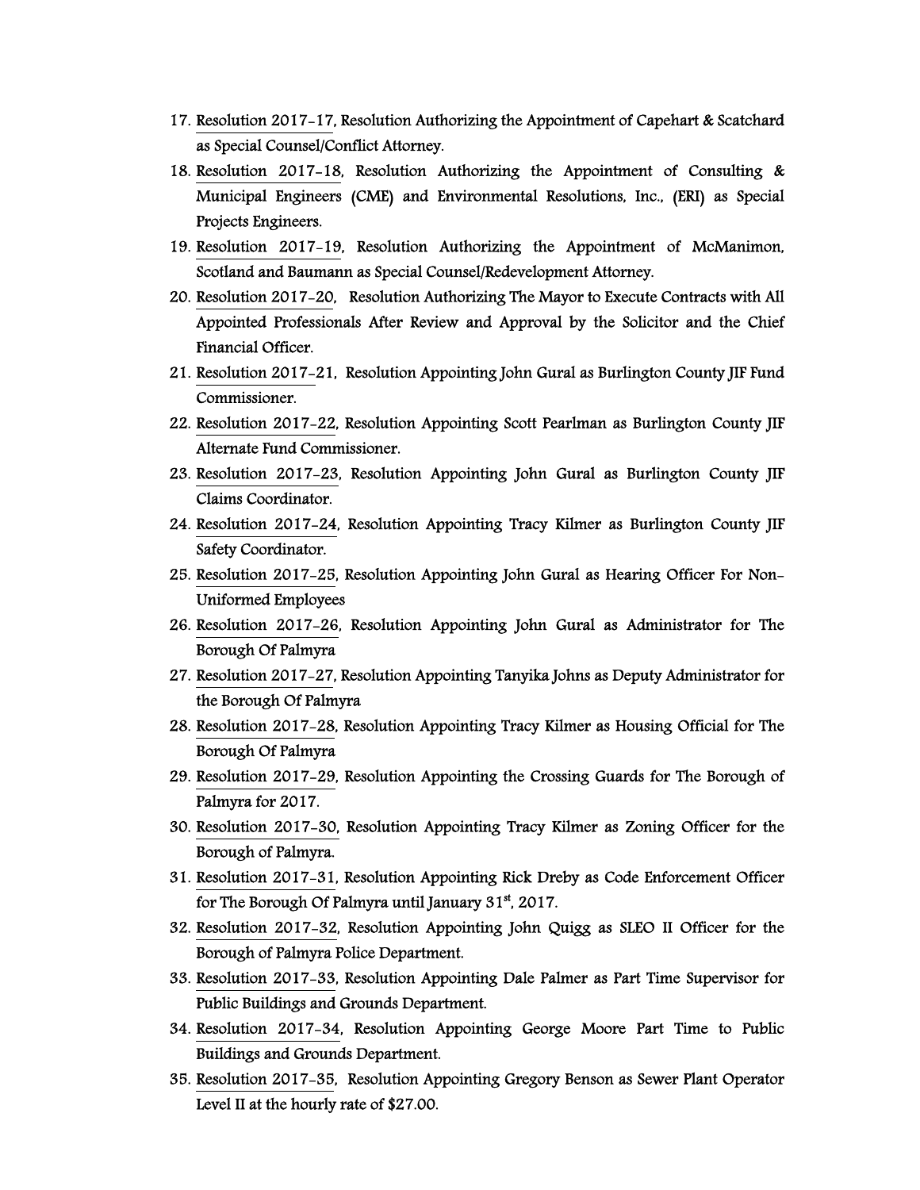17. Resolution 2017-17, Resolution Authorizing the Appointment of Capehart & Scatchard as Special Counsel/Conflict Attorney.
18. Resolution 2017-18, Resolution Authorizing the Appointment of Consulting & Municipal Engineers (CME) and Environmental Resolutions, Inc., (ERI) as Special Projects Engineers.
19. Resolution 2017-19, Resolution Authorizing the Appointment of McManimon, Scotland and Baumann as Special Counsel/Redevelopment Attorney.
20. Resolution 2017-20, Resolution Authorizing The Mayor to Execute Contracts with All Appointed Professionals After Review and Approval by the Solicitor and the Chief Financial Officer.
21. Resolution 2017-21, Resolution Appointing John Gural as Burlington County JIF Fund Commissioner.
22. Resolution 2017-22, Resolution Appointing Scott Pearlman as Burlington County JIF Alternate Fund Commissioner.
23. Resolution 2017-23, Resolution Appointing John Gural as Burlington County JIF Claims Coordinator.
24. Resolution 2017-24, Resolution Appointing Tracy Kilmer as Burlington County JIF Safety Coordinator.
25. Resolution 2017-25, Resolution Appointing John Gural as Hearing Officer For Non-Uniformed Employees
26. Resolution 2017-26, Resolution Appointing John Gural as Administrator for The Borough Of Palmyra
27. Resolution 2017-27, Resolution Appointing Tanyika Johns as Deputy Administrator for the Borough Of Palmyra
28. Resolution 2017-28, Resolution Appointing Tracy Kilmer as Housing Official for The Borough Of Palmyra
29. Resolution 2017-29, Resolution Appointing the Crossing Guards for The Borough of Palmyra for 2017.
30. Resolution 2017-30, Resolution Appointing Tracy Kilmer as Zoning Officer for the Borough of Palmyra.
31. Resolution 2017-31, Resolution Appointing Rick Dreby as Code Enforcement Officer for The Borough Of Palmyra until January 31st, 2017.
32. Resolution 2017-32, Resolution Appointing John Quigg as SLEO II Officer for the Borough of Palmyra Police Department.
33. Resolution 2017-33, Resolution Appointing Dale Palmer as Part Time Supervisor for Public Buildings and Grounds Department.
34. Resolution 2017-34, Resolution Appointing George Moore Part Time to Public Buildings and Grounds Department.
35. Resolution 2017-35, Resolution Appointing Gregory Benson as Sewer Plant Operator Level II at the hourly rate of $27.00.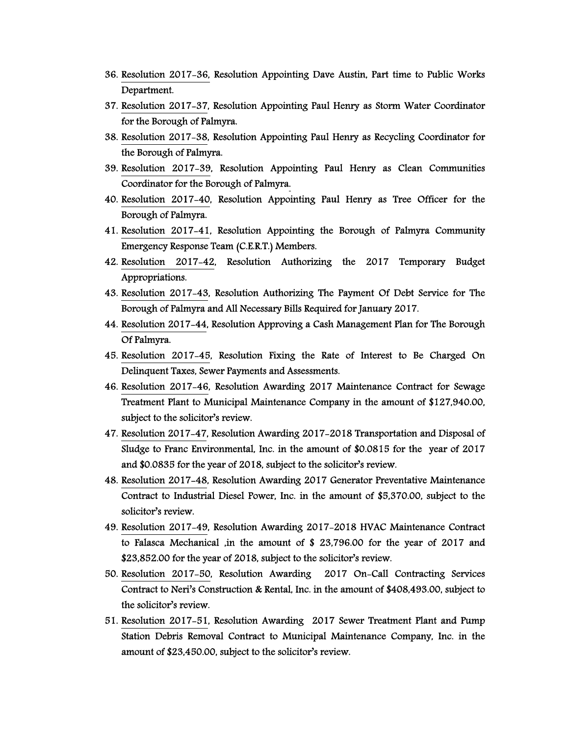36. Resolution 2017-36, Resolution Appointing Dave Austin, Part time to Public Works Department.
37. Resolution 2017-37, Resolution Appointing Paul Henry as Storm Water Coordinator for the Borough of Palmyra.
38. Resolution 2017-38, Resolution Appointing Paul Henry as Recycling Coordinator for the Borough of Palmyra.
39. Resolution 2017-39, Resolution Appointing Paul Henry as Clean Communities Coordinator for the Borough of Palmyra.
40. Resolution 2017-40, Resolution Appointing Paul Henry as Tree Officer for the Borough of Palmyra.
41. Resolution 2017-41, Resolution Appointing the Borough of Palmyra Community Emergency Response Team (C.E.R.T.) Members.
42. Resolution 2017-42, Resolution Authorizing the 2017 Temporary Budget Appropriations.
43. Resolution 2017-43, Resolution Authorizing The Payment Of Debt Service for The Borough of Palmyra and All Necessary Bills Required for January 2017.
44. Resolution 2017-44, Resolution Approving a Cash Management Plan for The Borough Of Palmyra.
45. Resolution 2017-45, Resolution Fixing the Rate of Interest to Be Charged On Delinquent Taxes, Sewer Payments and Assessments.
46. Resolution 2017-46, Resolution Awarding 2017 Maintenance Contract for Sewage Treatment Plant to Municipal Maintenance Company in the amount of $127,940.00, subject to the solicitor's review.
47. Resolution 2017-47, Resolution Awarding 2017-2018 Transportation and Disposal of Sludge to Franc Environmental, Inc. in the amount of $0.0815 for the year of 2017 and $0.0835 for the year of 2018, subject to the solicitor's review.
48. Resolution 2017-48, Resolution Awarding 2017 Generator Preventative Maintenance Contract to Industrial Diesel Power, Inc. in the amount of $5,370.00, subject to the solicitor's review.
49. Resolution 2017-49, Resolution Awarding 2017-2018 HVAC Maintenance Contract to Falasca Mechanical ,in the amount of $ 23,796.00 for the year of 2017 and $23,852.00 for the year of 2018, subject to the solicitor's review.
50. Resolution 2017-50, Resolution Awarding 2017 On-Call Contracting Services Contract to Neri's Construction & Rental, Inc. in the amount of $408,493.00, subject to the solicitor's review.
51. Resolution 2017-51, Resolution Awarding 2017 Sewer Treatment Plant and Pump Station Debris Removal Contract to Municipal Maintenance Company, Inc. in the amount of $23,450.00, subject to the solicitor's review.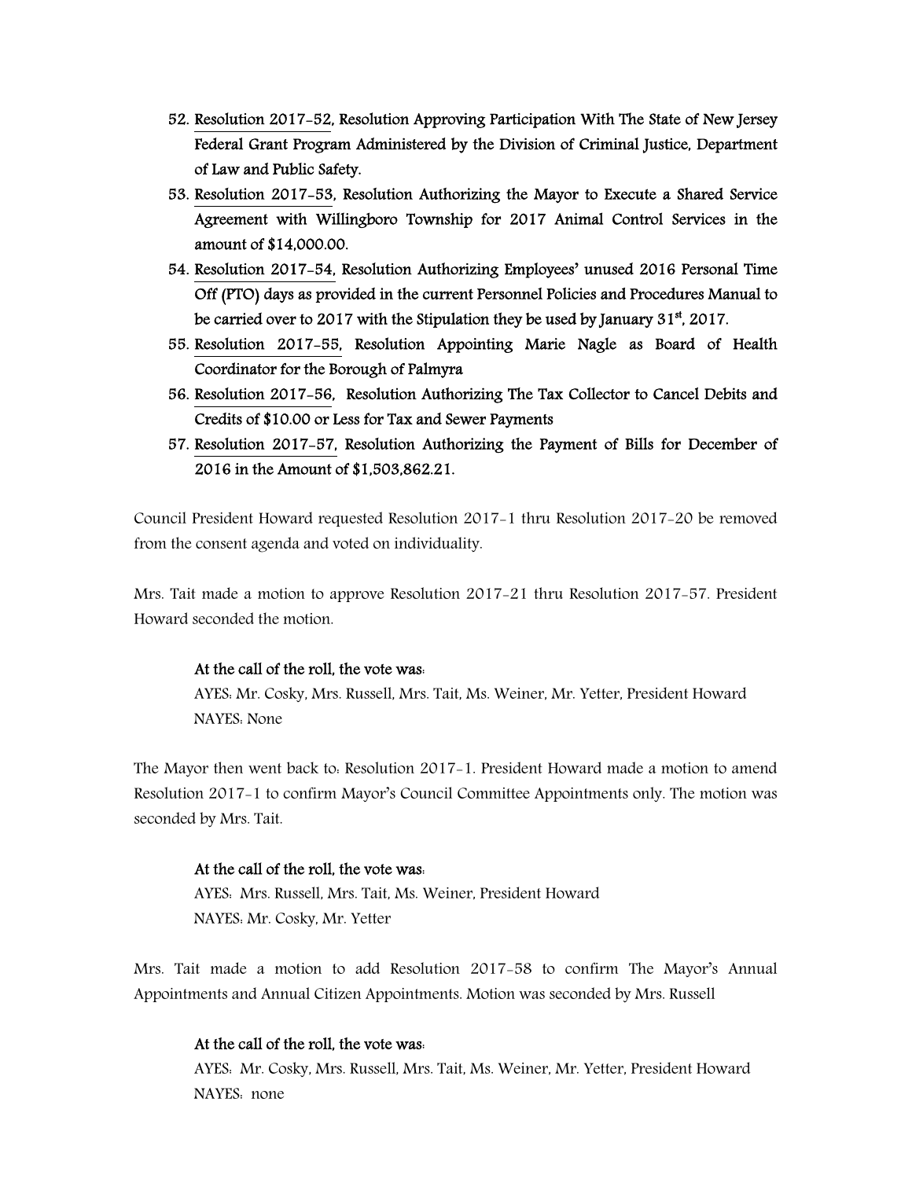52. Resolution 2017-52, Resolution Approving Participation With The State of New Jersey Federal Grant Program Administered by the Division of Criminal Justice, Department of Law and Public Safety.
53. Resolution 2017-53, Resolution Authorizing the Mayor to Execute a Shared Service Agreement with Willingboro Township for 2017 Animal Control Services in the amount of $14,000.00.
54. Resolution 2017-54, Resolution Authorizing Employees' unused 2016 Personal Time Off (PTO) days as provided in the current Personnel Policies and Procedures Manual to be carried over to 2017 with the Stipulation they be used by January 31st, 2017.
55. Resolution 2017-55, Resolution Appointing Marie Nagle as Board of Health Coordinator for the Borough of Palmyra
56. Resolution 2017-56, Resolution Authorizing The Tax Collector to Cancel Debits and Credits of $10.00 or Less for Tax and Sewer Payments
57. Resolution 2017-57, Resolution Authorizing the Payment of Bills for December of 2016 in the Amount of $1,503,862.21.

Council President Howard requested Resolution 2017-1 thru Resolution 2017-20 be removed from the consent agenda and voted on individuality.

Mrs. Tait made a motion to approve Resolution 2017-21 thru Resolution 2017-57. President Howard seconded the motion.

**At the call of the roll, the vote was:**
AYES: Mr. Cosky, Mrs. Russell, Mrs. Tait, Ms. Weiner, Mr. Yetter, President Howard
NAYES: None

The Mayor then went back to: Resolution 2017-1. President Howard made a motion to amend Resolution 2017-1 to confirm Mayor's Council Committee Appointments only. The motion was seconded by Mrs. Tait.

**At the call of the roll, the vote was:**
AYES: Mrs. Russell, Mrs. Tait, Ms. Weiner, President Howard
NAYES: Mr. Cosky, Mr. Yetter

Mrs. Tait made a motion to add Resolution 2017-58 to confirm The Mayor's Annual Appointments and Annual Citizen Appointments. Motion was seconded by Mrs. Russell

**At the call of the roll, the vote was:**
AYES: Mr. Cosky, Mrs. Russell, Mrs. Tait, Ms. Weiner, Mr. Yetter, President Howard
NAYES: none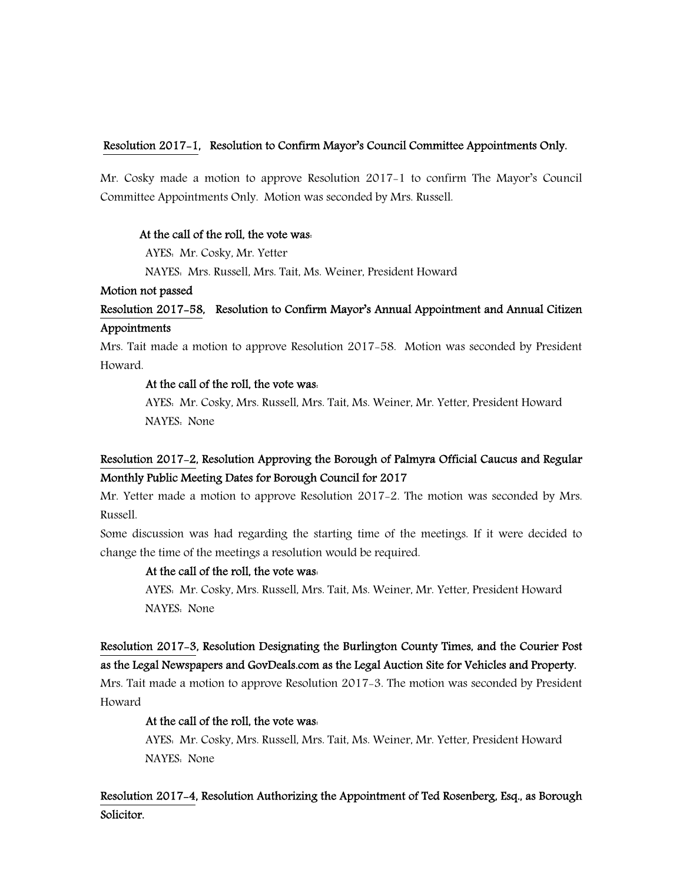Resolution 2017-1, Resolution to Confirm Mayor's Council Committee Appointments Only.

Mr. Cosky made a motion to approve Resolution 2017-1 to confirm The Mayor's Council Committee Appointments Only. Motion was seconded by Mrs. Russell.

At the call of the roll, the vote was:

AYES: Mr. Cosky, Mr. Yetter

NAYES: Mrs. Russell, Mrs. Tait, Ms. Weiner, President Howard

Motion not passed

Resolution 2017-58, Resolution to Confirm Mayor's Annual Appointment and Annual Citizen Appointments

Mrs. Tait made a motion to approve Resolution 2017-58. Motion was seconded by President Howard.

At the call of the roll, the vote was:

AYES: Mr. Cosky, Mrs. Russell, Mrs. Tait, Ms. Weiner, Mr. Yetter, President Howard

NAYES: None

Resolution 2017-2, Resolution Approving the Borough of Palmyra Official Caucus and Regular Monthly Public Meeting Dates for Borough Council for 2017

Mr. Yetter made a motion to approve Resolution 2017-2. The motion was seconded by Mrs. Russell.

Some discussion was had regarding the starting time of the meetings. If it were decided to change the time of the meetings a resolution would be required.

At the call of the roll, the vote was:

AYES: Mr. Cosky, Mrs. Russell, Mrs. Tait, Ms. Weiner, Mr. Yetter, President Howard

NAYES: None

Resolution 2017-3, Resolution Designating the Burlington County Times, and the Courier Post as the Legal Newspapers and GovDeals.com as the Legal Auction Site for Vehicles and Property.

Mrs. Tait made a motion to approve Resolution 2017-3. The motion was seconded by President Howard

At the call of the roll, the vote was:

AYES: Mr. Cosky, Mrs. Russell, Mrs. Tait, Ms. Weiner, Mr. Yetter, President Howard

NAYES: None

Resolution 2017-4, Resolution Authorizing the Appointment of Ted Rosenberg, Esq., as Borough Solicitor.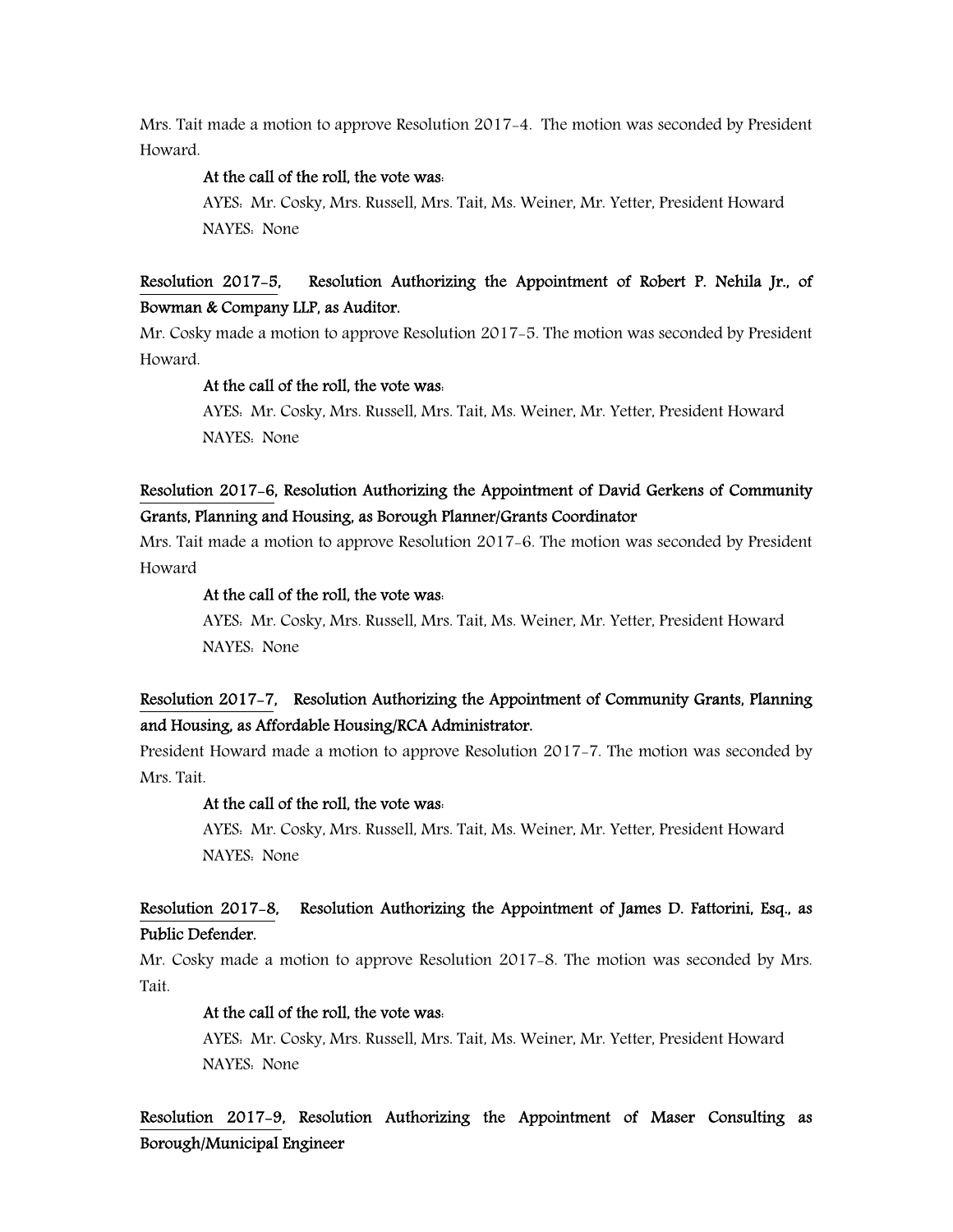Mrs. Tait made a motion to approve Resolution 2017-4. The motion was seconded by President Howard.

**At the call of the roll, the vote was:**

AYES: Mr. Cosky, Mrs. Russell, Mrs. Tait, Ms. Weiner, Mr. Yetter, President Howard

NAYES: None

**Resolution 2017-5, Resolution Authorizing the Appointment of Robert P. Nehila Jr., of Bowman & Company LLP, as Auditor.**

Mr. Cosky made a motion to approve Resolution 2017-5. The motion was seconded by President Howard.

**At the call of the roll, the vote was:**

AYES: Mr. Cosky, Mrs. Russell, Mrs. Tait, Ms. Weiner, Mr. Yetter, President Howard

NAYES: None

**Resolution 2017-6, Resolution Authorizing the Appointment of David Gerkens of Community Grants, Planning and Housing, as Borough Planner/Grants Coordinator**

Mrs. Tait made a motion to approve Resolution 2017-6. The motion was seconded by President Howard

**At the call of the roll, the vote was:**

AYES: Mr. Cosky, Mrs. Russell, Mrs. Tait, Ms. Weiner, Mr. Yetter, President Howard

NAYES: None

**Resolution 2017-7, Resolution Authorizing the Appointment of Community Grants, Planning and Housing, as Affordable Housing/RCA Administrator.**

President Howard made a motion to approve Resolution 2017-7. The motion was seconded by Mrs. Tait.

**At the call of the roll, the vote was:**

AYES: Mr. Cosky, Mrs. Russell, Mrs. Tait, Ms. Weiner, Mr. Yetter, President Howard

NAYES: None

**Resolution 2017-8, Resolution Authorizing the Appointment of James D. Fattorini, Esq., as Public Defender.**

Mr. Cosky made a motion to approve Resolution 2017-8. The motion was seconded by Mrs. Tait.

**At the call of the roll, the vote was:**

AYES: Mr. Cosky, Mrs. Russell, Mrs. Tait, Ms. Weiner, Mr. Yetter, President Howard

NAYES: None

**Resolution 2017-9, Resolution Authorizing the Appointment of Maser Consulting as Borough/Municipal Engineer**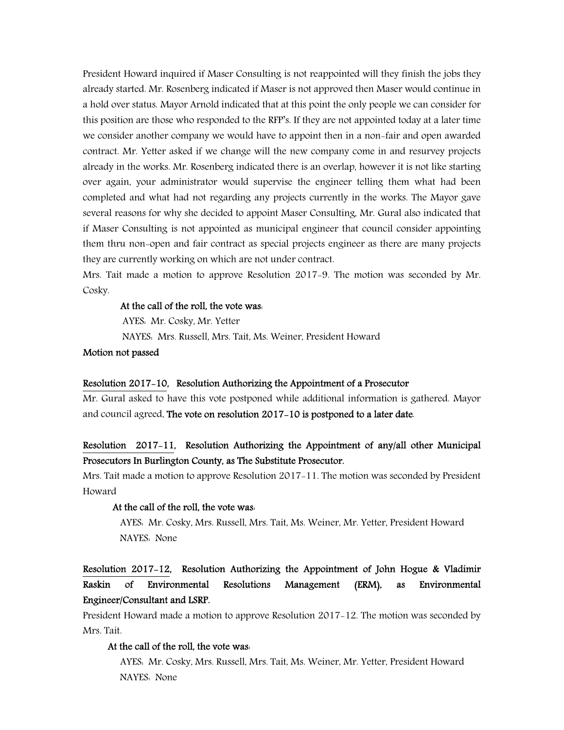President Howard inquired if Maser Consulting is not reappointed will they finish the jobs they already started. Mr. Rosenberg indicated if Maser is not approved then Maser would continue in a hold over status. Mayor Arnold indicated that at this point the only people we can consider for this position are those who responded to the RFP's. If they are not appointed today at a later time we consider another company we would have to appoint then in a non-fair and open awarded contract. Mr. Yetter asked if we change will the new company come in and resurvey projects already in the works. Mr. Rosenberg indicated there is an overlap, however it is not like starting over again, your administrator would supervise the engineer telling them what had been completed and what had not regarding any projects currently in the works. The Mayor gave several reasons for why she decided to appoint Maser Consulting, Mr. Gural also indicated that if Maser Consulting is not appointed as municipal engineer that council consider appointing them thru non-open and fair contract as special projects engineer as there are many projects they are currently working on which are not under contract.

Mrs. Tait made a motion to approve Resolution 2017-9. The motion was seconded by Mr. Cosky.

**At the call of the roll, the vote was:**

AYES: Mr. Cosky, Mr. Yetter

NAYES: Mrs. Russell, Mrs. Tait, Ms. Weiner, President Howard

**Motion not passed**

**Resolution 2017-10, Resolution Authorizing the Appointment of a Prosecutor**

Mr. Gural asked to have this vote postponed while additional information is gathered. Mayor and council agreed. **The vote on resolution 2017-10 is postponed to a later date.**

**Resolution 2017-11, Resolution Authorizing the Appointment of any/all other Municipal Prosecutors In Burlington County, as The Substitute Prosecutor.**

Mrs. Tait made a motion to approve Resolution 2017-11. The motion was seconded by President Howard

**At the call of the roll, the vote was:**

AYES: Mr. Cosky, Mrs. Russell, Mrs. Tait, Ms. Weiner, Mr. Yetter, President Howard

NAYES: None

**Resolution 2017-12, Resolution Authorizing the Appointment of John Hogue & Vladimir Raskin of Environmental Resolutions Management (ERM), as Environmental Engineer/Consultant and LSRP.**

President Howard made a motion to approve Resolution 2017-12. The motion was seconded by Mrs. Tait.

**At the call of the roll, the vote was:**

AYES: Mr. Cosky, Mrs. Russell, Mrs. Tait, Ms. Weiner, Mr. Yetter, President Howard

NAYES: None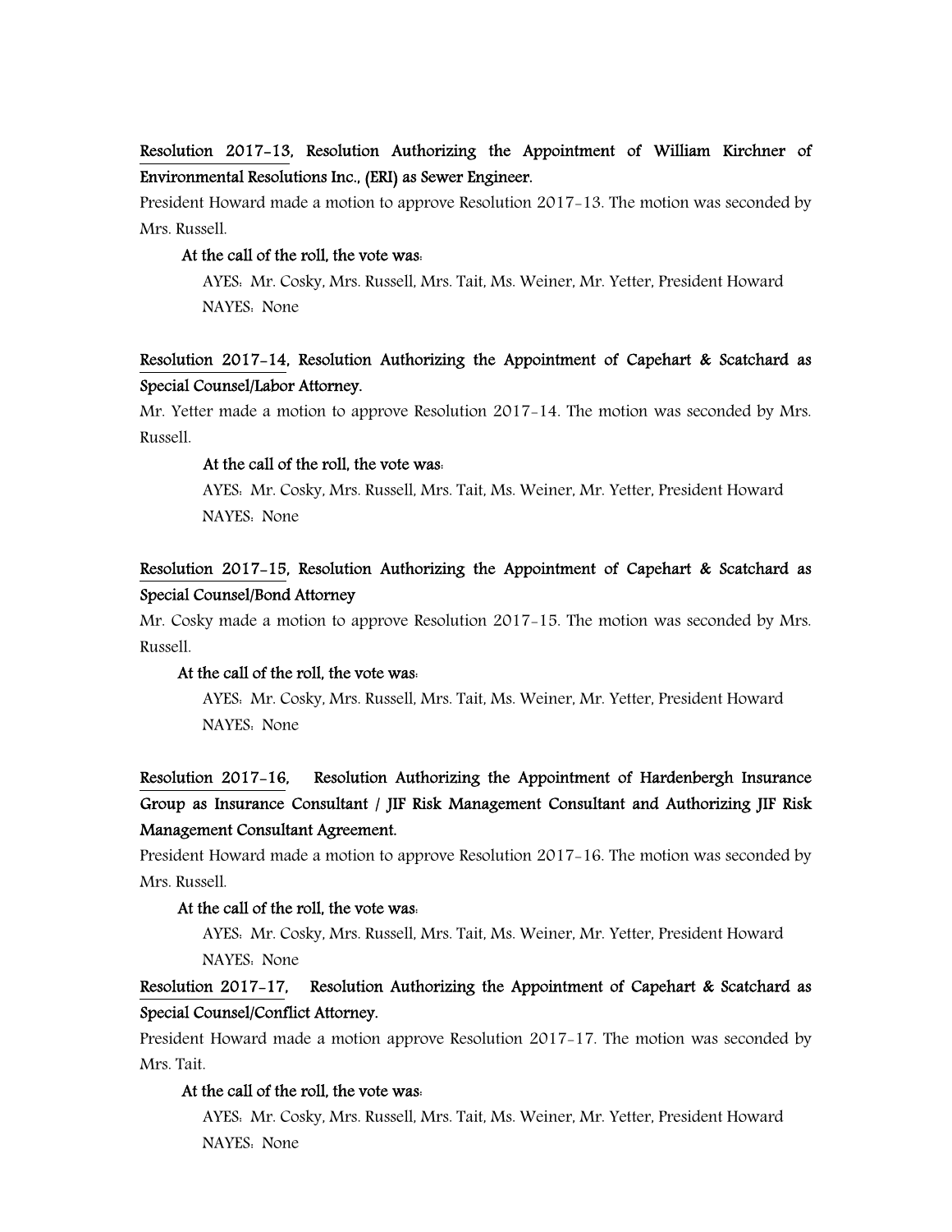**Resolution 2017-13, Resolution Authorizing the Appointment of William Kirchner of Environmental Resolutions Inc., (ERI) as Sewer Engineer.**

President Howard made a motion to approve Resolution 2017-13. The motion was seconded by Mrs. Russell.

At the call of the roll, the vote was:

AYES: Mr. Cosky, Mrs. Russell, Mrs. Tait, Ms. Weiner, Mr. Yetter, President Howard
NAYES: None

**Resolution 2017-14, Resolution Authorizing the Appointment of Capehart & Scatchard as Special Counsel/Labor Attorney.**

Mr. Yetter made a motion to approve Resolution 2017-14. The motion was seconded by Mrs. Russell.

At the call of the roll, the vote was:

AYES: Mr. Cosky, Mrs. Russell, Mrs. Tait, Ms. Weiner, Mr. Yetter, President Howard
NAYES: None

**Resolution 2017-15, Resolution Authorizing the Appointment of Capehart & Scatchard as Special Counsel/Bond Attorney**

Mr. Cosky made a motion to approve Resolution 2017-15. The motion was seconded by Mrs. Russell.

At the call of the roll, the vote was:

AYES: Mr. Cosky, Mrs. Russell, Mrs. Tait, Ms. Weiner, Mr. Yetter, President Howard
NAYES: None

**Resolution 2017-16, Resolution Authorizing the Appointment of Hardenbergh Insurance Group as Insurance Consultant / JIF Risk Management Consultant and Authorizing JIF Risk Management Consultant Agreement.**

President Howard made a motion to approve Resolution 2017-16. The motion was seconded by Mrs. Russell.

At the call of the roll, the vote was:

AYES: Mr. Cosky, Mrs. Russell, Mrs. Tait, Ms. Weiner, Mr. Yetter, President Howard
NAYES: None

**Resolution 2017-17, Resolution Authorizing the Appointment of Capehart & Scatchard as Special Counsel/Conflict Attorney.**

President Howard made a motion approve Resolution 2017-17. The motion was seconded by Mrs. Tait.

At the call of the roll, the vote was:

AYES: Mr. Cosky, Mrs. Russell, Mrs. Tait, Ms. Weiner, Mr. Yetter, President Howard
NAYES: None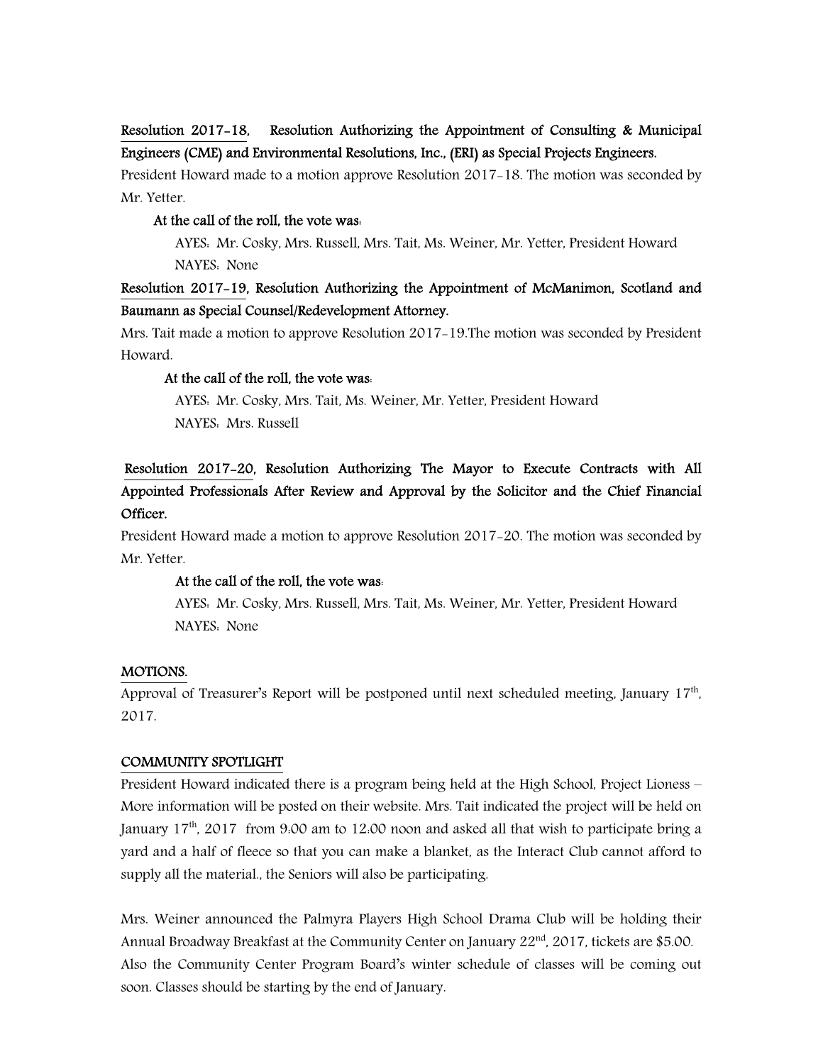Resolution 2017-18, Resolution Authorizing the Appointment of Consulting & Municipal Engineers (CME) and Environmental Resolutions, Inc., (ERI) as Special Projects Engineers.

President Howard made to a motion approve Resolution 2017-18. The motion was seconded by Mr. Yetter.

At the call of the roll, the vote was:

AYES: Mr. Cosky, Mrs. Russell, Mrs. Tait, Ms. Weiner, Mr. Yetter, President Howard

NAYES: None

Resolution 2017-19, Resolution Authorizing the Appointment of McManimon, Scotland and Baumann as Special Counsel/Redevelopment Attorney.

Mrs. Tait made a motion to approve Resolution 2017-19.The motion was seconded by President Howard.

At the call of the roll, the vote was:

AYES: Mr. Cosky, Mrs. Tait, Ms. Weiner, Mr. Yetter, President Howard

NAYES: Mrs. Russell

Resolution 2017-20, Resolution Authorizing The Mayor to Execute Contracts with All Appointed Professionals After Review and Approval by the Solicitor and the Chief Financial Officer.

President Howard made a motion to approve Resolution 2017-20. The motion was seconded by Mr. Yetter.

At the call of the roll, the vote was:

AYES: Mr. Cosky, Mrs. Russell, Mrs. Tait, Ms. Weiner, Mr. Yetter, President Howard

NAYES: None

MOTIONS.

Approval of Treasurer's Report will be postponed until next scheduled meeting, January 17th, 2017.

COMMUNITY SPOTLIGHT

President Howard indicated there is a program being held at the High School, Project Lioness – More information will be posted on their website. Mrs. Tait indicated the project will be held on January 17th, 2017 from 9:00 am to 12:00 noon and asked all that wish to participate bring a yard and a half of fleece so that you can make a blanket, as the Interact Club cannot afford to supply all the material., the Seniors will also be participating.

Mrs. Weiner announced the Palmyra Players High School Drama Club will be holding their Annual Broadway Breakfast at the Community Center on January 22nd, 2017, tickets are $5.00. Also the Community Center Program Board's winter schedule of classes will be coming out soon. Classes should be starting by the end of January.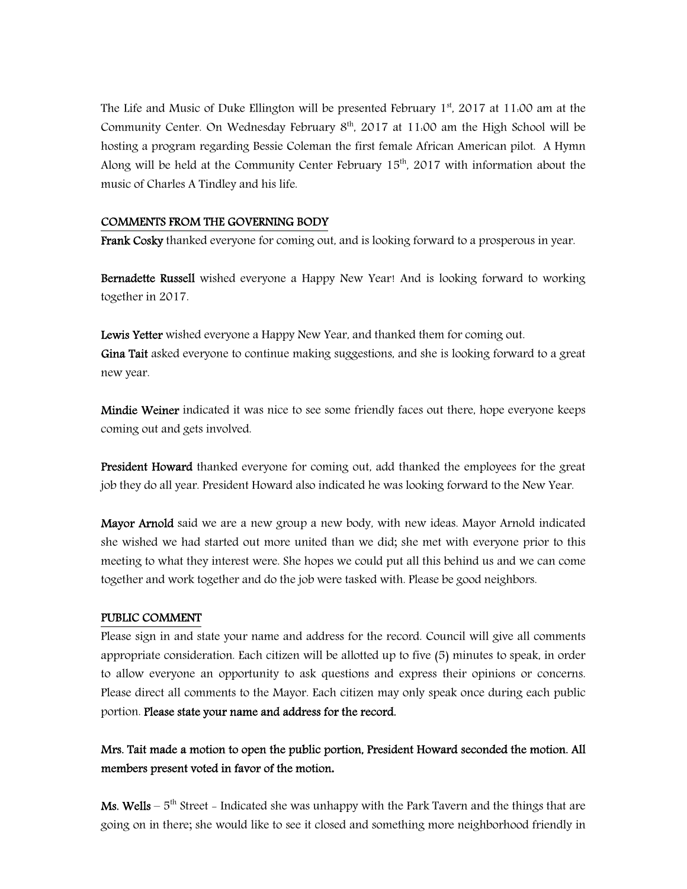The Life and Music of Duke Ellington will be presented February 1st, 2017 at 11:00 am at the Community Center. On Wednesday February 8th, 2017 at 11:00 am the High School will be hosting a program regarding Bessie Coleman the first female African American pilot. A Hymn Along will be held at the Community Center February 15th, 2017 with information about the music of Charles A Tindley and his life.

## COMMENTS FROM THE GOVERNING BODY

**Frank Cosky** thanked everyone for coming out, and is looking forward to a prosperous in year.

**Bernadette Russell** wished everyone a Happy New Year! And is looking forward to working together in 2017.

**Lewis Yetter** wished everyone a Happy New Year, and thanked them for coming out.
**Gina Tait** asked everyone to continue making suggestions, and she is looking forward to a great new year.

**Mindie Weiner** indicated it was nice to see some friendly faces out there, hope everyone keeps coming out and gets involved.

**President Howard** thanked everyone for coming out, add thanked the employees for the great job they do all year. President Howard also indicated he was looking forward to the New Year.

**Mayor Arnold** said we are a new group a new body, with new ideas. Mayor Arnold indicated she wished we had started out more united than we did; she met with everyone prior to this meeting to what they interest were. She hopes we could put all this behind us and we can come together and work together and do the job were tasked with. Please be good neighbors.

## PUBLIC COMMENT

Please sign in and state your name and address for the record. Council will give all comments appropriate consideration. Each citizen will be allotted up to five (5) minutes to speak, in order to allow everyone an opportunity to ask questions and express their opinions or concerns. Please direct all comments to the Mayor. Each citizen may only speak once during each public portion. **Please state your name and address for the record.**

**Mrs. Tait made a motion to open the public portion, President Howard seconded the motion. All members present voted in favor of the motion.**

**Ms. Wells** – 5th Street - Indicated she was unhappy with the Park Tavern and the things that are going on in there; she would like to see it closed and something more neighborhood friendly in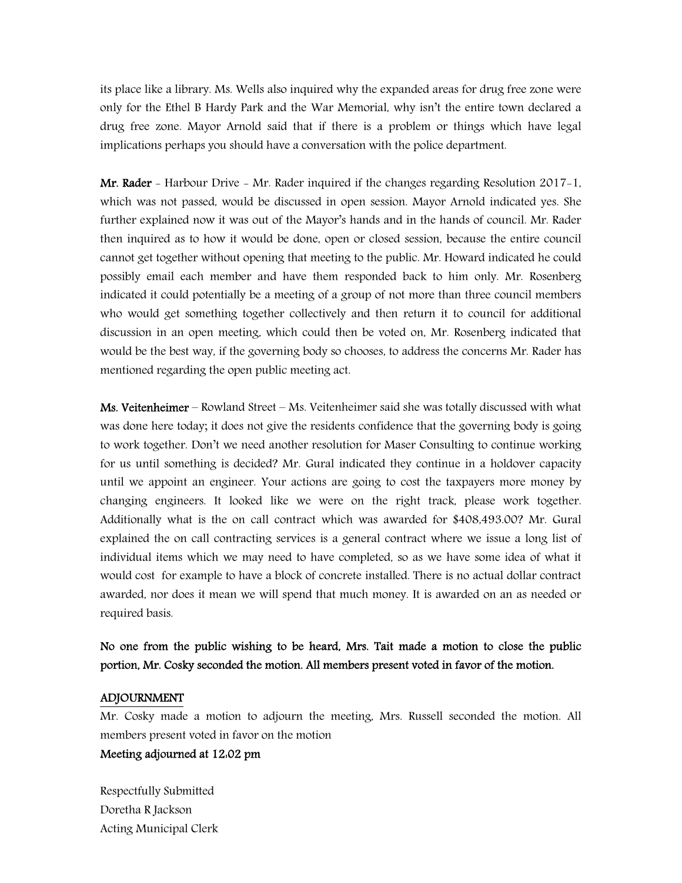its place like a library. Ms. Wells also inquired why the expanded areas for drug free zone were only for the Ethel B Hardy Park and the War Memorial, why isn't the entire town declared a drug free zone. Mayor Arnold said that if there is a problem or things which have legal implications perhaps you should have a conversation with the police department.

**Mr. Rader** - Harbour Drive - Mr. Rader inquired if the changes regarding Resolution 2017-1, which was not passed, would be discussed in open session. Mayor Arnold indicated yes. She further explained now it was out of the Mayor's hands and in the hands of council. Mr. Rader then inquired as to how it would be done, open or closed session, because the entire council cannot get together without opening that meeting to the public. Mr. Howard indicated he could possibly email each member and have them responded back to him only. Mr. Rosenberg indicated it could potentially be a meeting of a group of not more than three council members who would get something together collectively and then return it to council for additional discussion in an open meeting, which could then be voted on, Mr. Rosenberg indicated that would be the best way, if the governing body so chooses, to address the concerns Mr. Rader has mentioned regarding the open public meeting act.

**Ms. Veitenheimer** – Rowland Street – Ms. Veitenheimer said she was totally discussed with what was done here today; it does not give the residents confidence that the governing body is going to work together. Don't we need another resolution for Maser Consulting to continue working for us until something is decided? Mr. Gural indicated they continue in a holdover capacity until we appoint an engineer. Your actions are going to cost the taxpayers more money by changing engineers. It looked like we were on the right track, please work together. Additionally what is the on call contract which was awarded for $408,493.00? Mr. Gural explained the on call contracting services is a general contract where we issue a long list of individual items which we may need to have completed, so as we have some idea of what it would cost for example to have a block of concrete installed. There is no actual dollar contract awarded, nor does it mean we will spend that much money. It is awarded on an as needed or required basis.

**No one from the public wishing to be heard, Mrs. Tait made a motion to close the public portion, Mr. Cosky seconded the motion. All members present voted in favor of the motion.**

**ADJOURNMENT**

Mr. Cosky made a motion to adjourn the meeting, Mrs. Russell seconded the motion. All members present voted in favor on the motion

**Meeting adjourned at 12:02 pm**

Respectfully Submitted
Doretha R Jackson
Acting Municipal Clerk